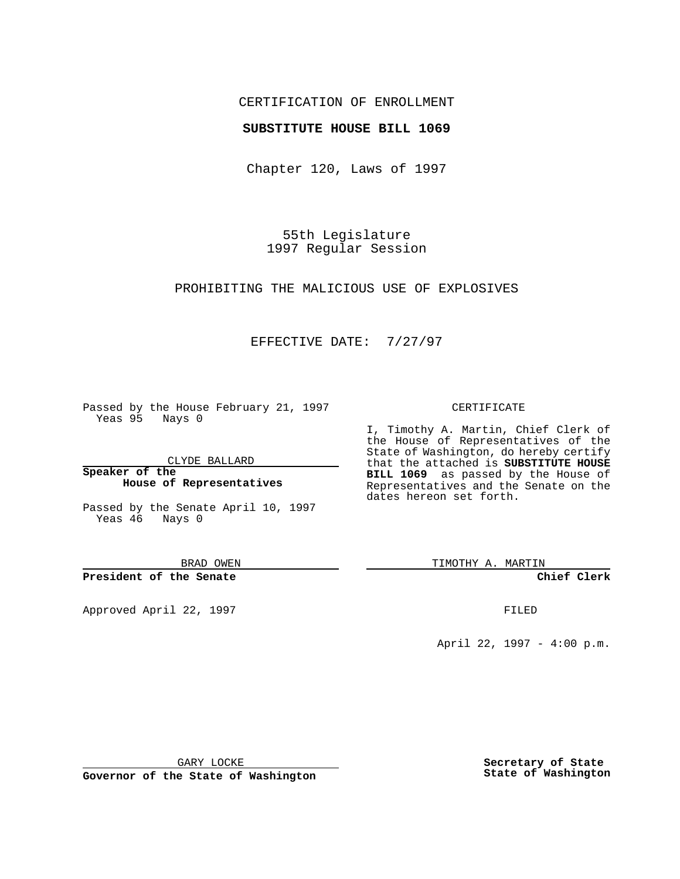CERTIFICATION OF ENROLLMENT

**SUBSTITUTE HOUSE BILL 1069**

Chapter 120, Laws of 1997

55th Legislature
1997 Regular Session

PROHIBITING THE MALICIOUS USE OF EXPLOSIVES

EFFECTIVE DATE: 7/27/97

Passed by the House February 21, 1997
Yeas 95 Nays 0

CLYDE BALLARD

**Speaker of the House of Representatives**

Passed by the Senate April 10, 1997
Yeas 46 Nays 0

BRAD OWEN

**President of the Senate**

Approved April 22, 1997

GARY LOCKE

**Governor of the State of Washington**

CERTIFICATE

I, Timothy A. Martin, Chief Clerk of the House of Representatives of the State of Washington, do hereby certify that the attached is **SUBSTITUTE HOUSE BILL 1069** as passed by the House of Representatives and the Senate on the dates hereon set forth.

TIMOTHY A. MARTIN

**Chief Clerk**

FILED

April 22, 1997 - 4:00 p.m.

**Secretary of State**
**State of Washington**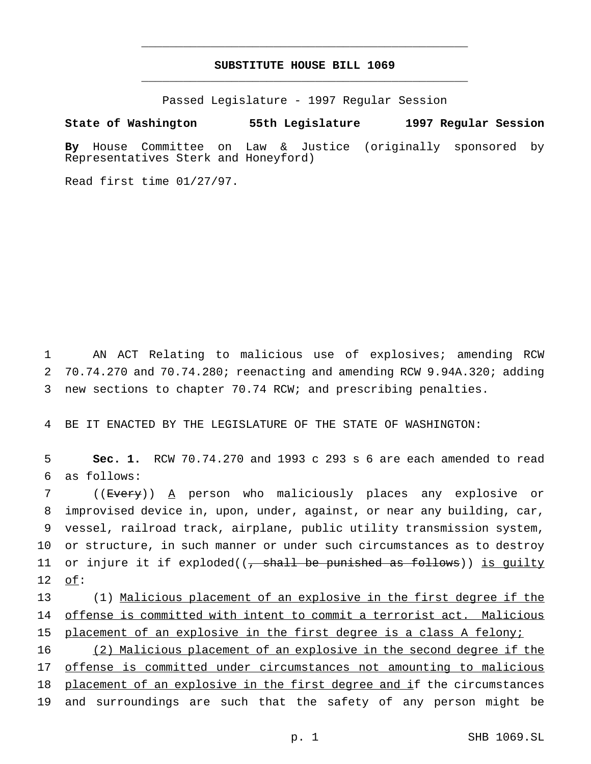# SUBSTITUTE HOUSE BILL 1069

Passed Legislature - 1997 Regular Session

**State of Washington 55th Legislature 1997 Regular Session**

**By** House Committee on Law & Justice (originally sponsored by Representatives Sterk and Honeyford)

Read first time 01/27/97.

1 AN ACT Relating to malicious use of explosives; amending RCW
2 70.74.270 and 70.74.280; reenacting and amending RCW 9.94A.320; adding
3 new sections to chapter 70.74 RCW; and prescribing penalties.

4 BE IT ENACTED BY THE LEGISLATURE OF THE STATE OF WASHINGTON:

5 **Sec. 1.** RCW 70.74.270 and 1993 c 293 s 6 are each amended to read
6 as follows:

7 ((~~Every~~)) A person who maliciously places any explosive or
8 improvised device in, upon, under, against, or near any building, car,
9 vessel, railroad track, airplane, public utility transmission system,
10 or structure, in such manner or under such circumstances as to destroy
11 or injure it if exploded((~~, shall be punished as follows~~)) is guilty
12 of:

13 (1) Malicious placement of an explosive in the first degree if the
14 offense is committed with intent to commit a terrorist act. Malicious
15 placement of an explosive in the first degree is a class A felony;

16 (2) Malicious placement of an explosive in the second degree if the
17 offense is committed under circumstances not amounting to malicious
18 placement of an explosive in the first degree and if the circumstances
19 and surroundings are such that the safety of any person might be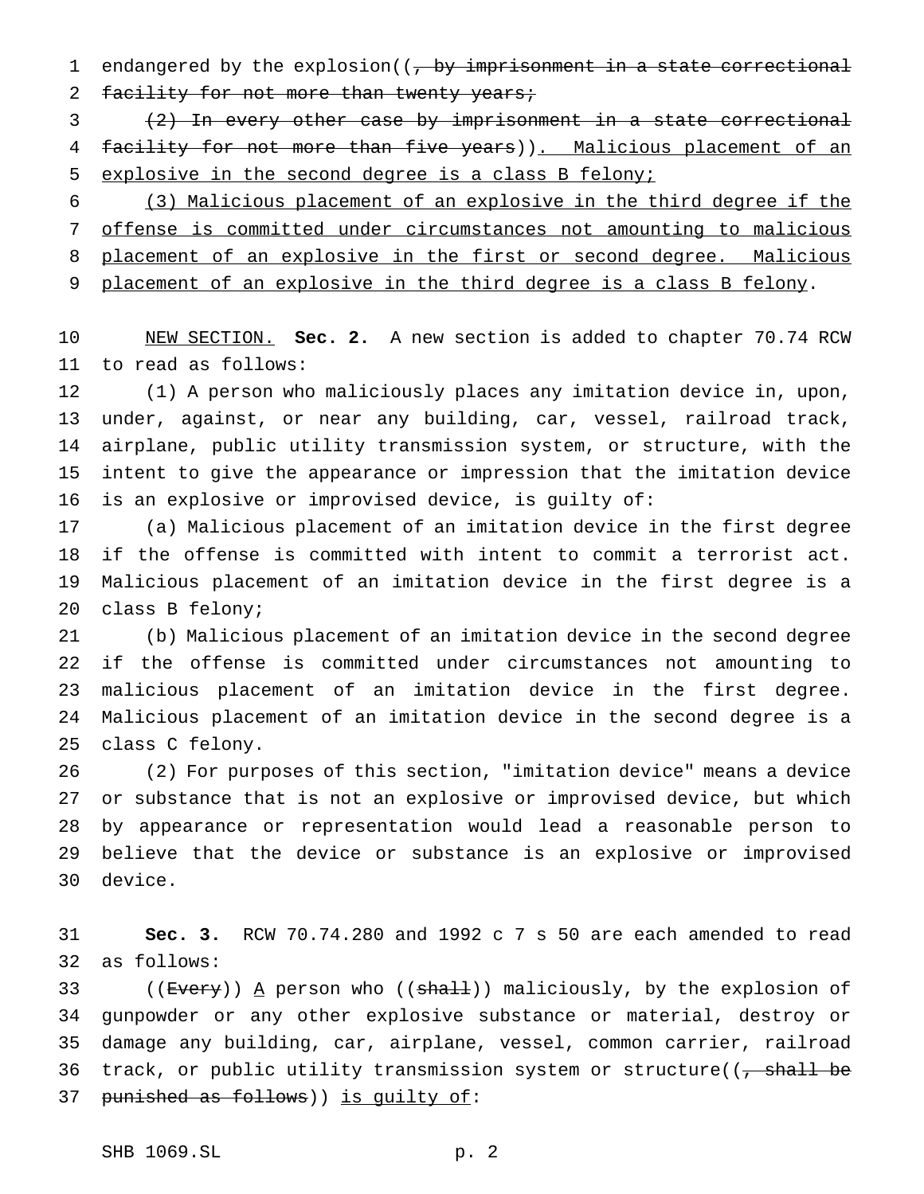endangered by the explosion((~~, by imprisonment in a state correctional facility for not more than twenty years;~~

~~(2) In every other case by imprisonment in a state correctional facility for not more than five years~~)). Malicious placement of an explosive in the second degree is a class B felony;

(3) Malicious placement of an explosive in the third degree if the offense is committed under circumstances not amounting to malicious placement of an explosive in the first or second degree. Malicious placement of an explosive in the third degree is a class B felony.

NEW SECTION. **Sec. 2.** A new section is added to chapter 70.74 RCW to read as follows:

(1) A person who maliciously places any imitation device in, upon, under, against, or near any building, car, vessel, railroad track, airplane, public utility transmission system, or structure, with the intent to give the appearance or impression that the imitation device is an explosive or improvised device, is guilty of:

(a) Malicious placement of an imitation device in the first degree if the offense is committed with intent to commit a terrorist act. Malicious placement of an imitation device in the first degree is a class B felony;

(b) Malicious placement of an imitation device in the second degree if the offense is committed under circumstances not amounting to malicious placement of an imitation device in the first degree. Malicious placement of an imitation device in the second degree is a class C felony.

(2) For purposes of this section, "imitation device" means a device or substance that is not an explosive or improvised device, but which by appearance or representation would lead a reasonable person to believe that the device or substance is an explosive or improvised device.

**Sec. 3.** RCW 70.74.280 and 1992 c 7 s 50 are each amended to read as follows:

((~~Every~~)) A person who ((~~shall~~)) maliciously, by the explosion of gunpowder or any other explosive substance or material, destroy or damage any building, car, airplane, vessel, common carrier, railroad track, or public utility transmission system or structure((~~, shall be punished as follows~~)) is guilty of: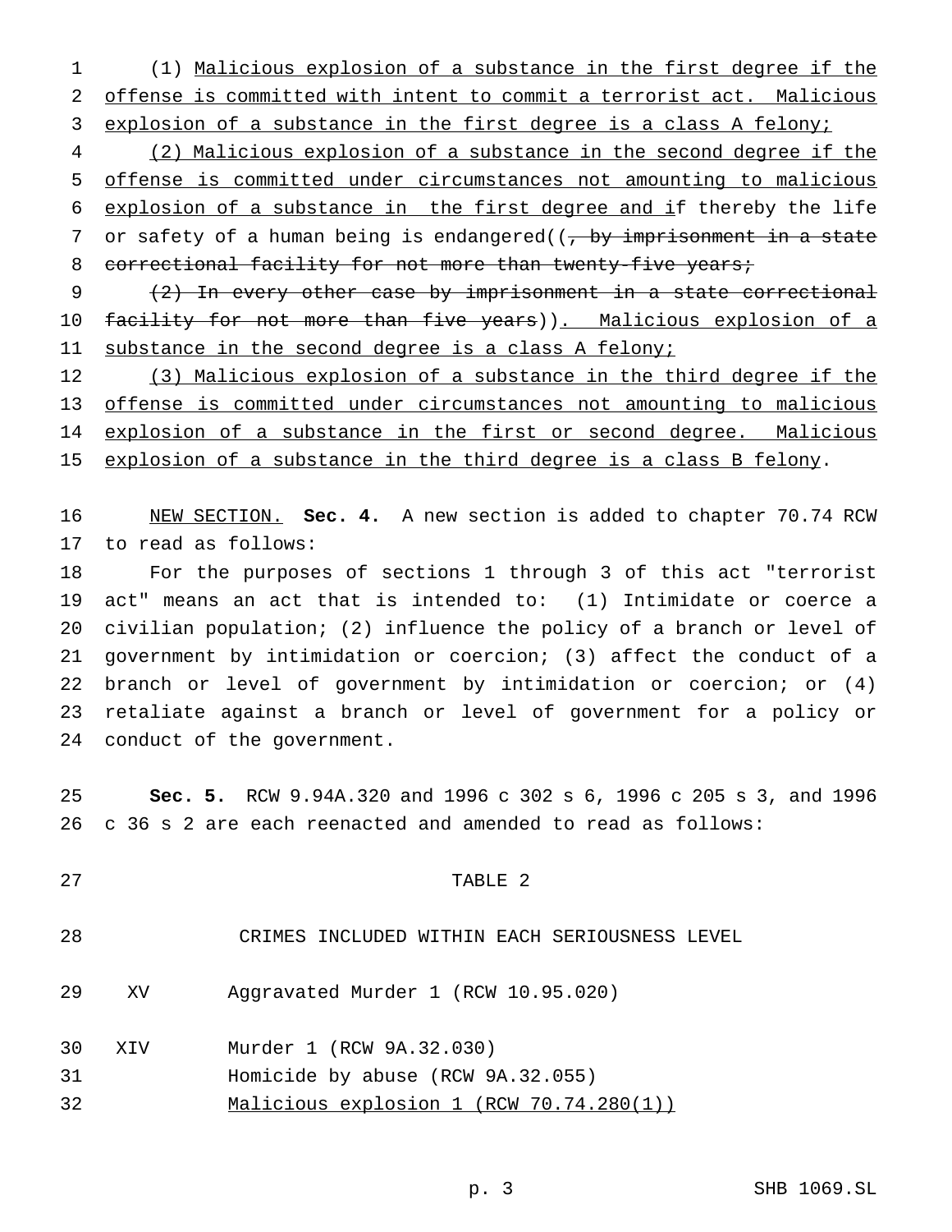(1) Malicious explosion of a substance in the first degree if the offense is committed with intent to commit a terrorist act. Malicious explosion of a substance in the first degree is a class A felony;

(2) Malicious explosion of a substance in the second degree if the offense is committed under circumstances not amounting to malicious explosion of a substance in the first degree and if thereby the life or safety of a human being is endangered((~~, by imprisonment in a state correctional facility for not more than twenty-five years;~~

~~(2) In every other case by imprisonment in a state correctional facility for not more than five years~~)). Malicious explosion of a substance in the second degree is a class A felony;

(3) Malicious explosion of a substance in the third degree if the offense is committed under circumstances not amounting to malicious explosion of a substance in the first or second degree. Malicious explosion of a substance in the third degree is a class B felony.

NEW SECTION. **Sec. 4.** A new section is added to chapter 70.74 RCW to read as follows:

For the purposes of sections 1 through 3 of this act "terrorist act" means an act that is intended to: (1) Intimidate or coerce a civilian population; (2) influence the policy of a branch or level of government by intimidation or coercion; (3) affect the conduct of a branch or level of government by intimidation or coercion; or (4) retaliate against a branch or level of government for a policy or conduct of the government.

**Sec. 5.** RCW 9.94A.320 and 1996 c 302 s 6, 1996 c 205 s 3, and 1996 c 36 s 2 are each reenacted and amended to read as follows:

TABLE 2

CRIMES INCLUDED WITHIN EACH SERIOUSNESS LEVEL

| | |
|---|---|
| XV | Aggravated Murder 1 (RCW 10.95.020) |
| XIV | Murder 1 (RCW 9A.32.030) |
| | Homicide by abuse (RCW 9A.32.055) |
| | Malicious explosion 1 (RCW 70.74.280(1)) |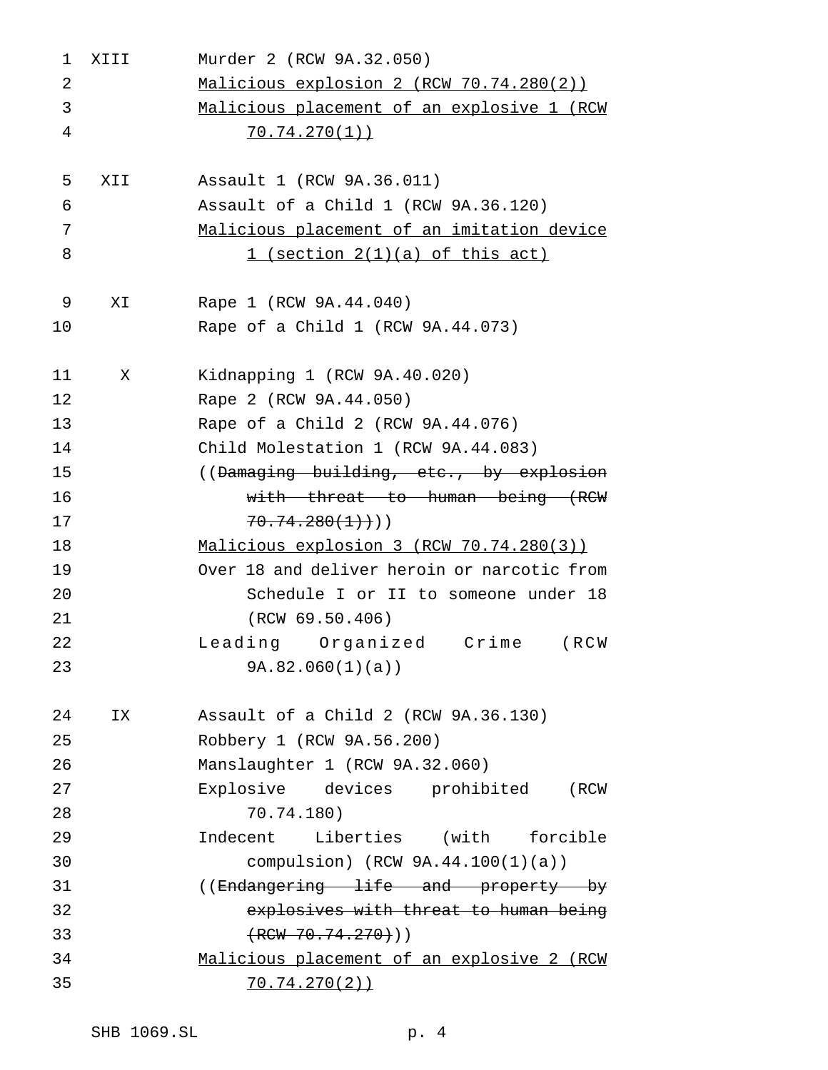| | |
|---|---|
| XIII | Murder 2 (RCW 9A.32.050) |
| | <u>Malicious explosion 2 (RCW 70.74.280(2))</u> |
| | <u>Malicious placement of an explosive 1 (RCW 70.74.270(1))</u> |
| XII | Assault 1 (RCW 9A.36.011) |
| | Assault of a Child 1 (RCW 9A.36.120) |
| | <u>Malicious placement of an imitation device 1 (section 2(1)(a) of this act)</u> |
| XI | Rape 1 (RCW 9A.44.040) |
| | Rape of a Child 1 (RCW 9A.44.073) |
| X | Kidnapping 1 (RCW 9A.40.020) |
| | Rape 2 (RCW 9A.44.050) |
| | Rape of a Child 2 (RCW 9A.44.076) |
| | Child Molestation 1 (RCW 9A.44.083) |
| | ((~~Damaging building, etc., by explosion with threat to human being (RCW 70.74.280(1))~~)) |
| | <u>Malicious explosion 3 (RCW 70.74.280(3))</u> |
| | Over 18 and deliver heroin or narcotic from Schedule I or II to someone under 18 (RCW 69.50.406) |
| | Leading Organized Crime (RCW 9A.82.060(1)(a)) |
| IX | Assault of a Child 2 (RCW 9A.36.130) |
| | Robbery 1 (RCW 9A.56.200) |
| | Manslaughter 1 (RCW 9A.32.060) |
| | Explosive devices prohibited (RCW 70.74.180) |
| | Indecent Liberties (with forcible compulsion) (RCW 9A.44.100(1)(a)) |
| | ((~~Endangering life and property by explosives with threat to human being (RCW 70.74.270)~~)) |
| | <u>Malicious placement of an explosive 2 (RCW 70.74.270(2))</u> |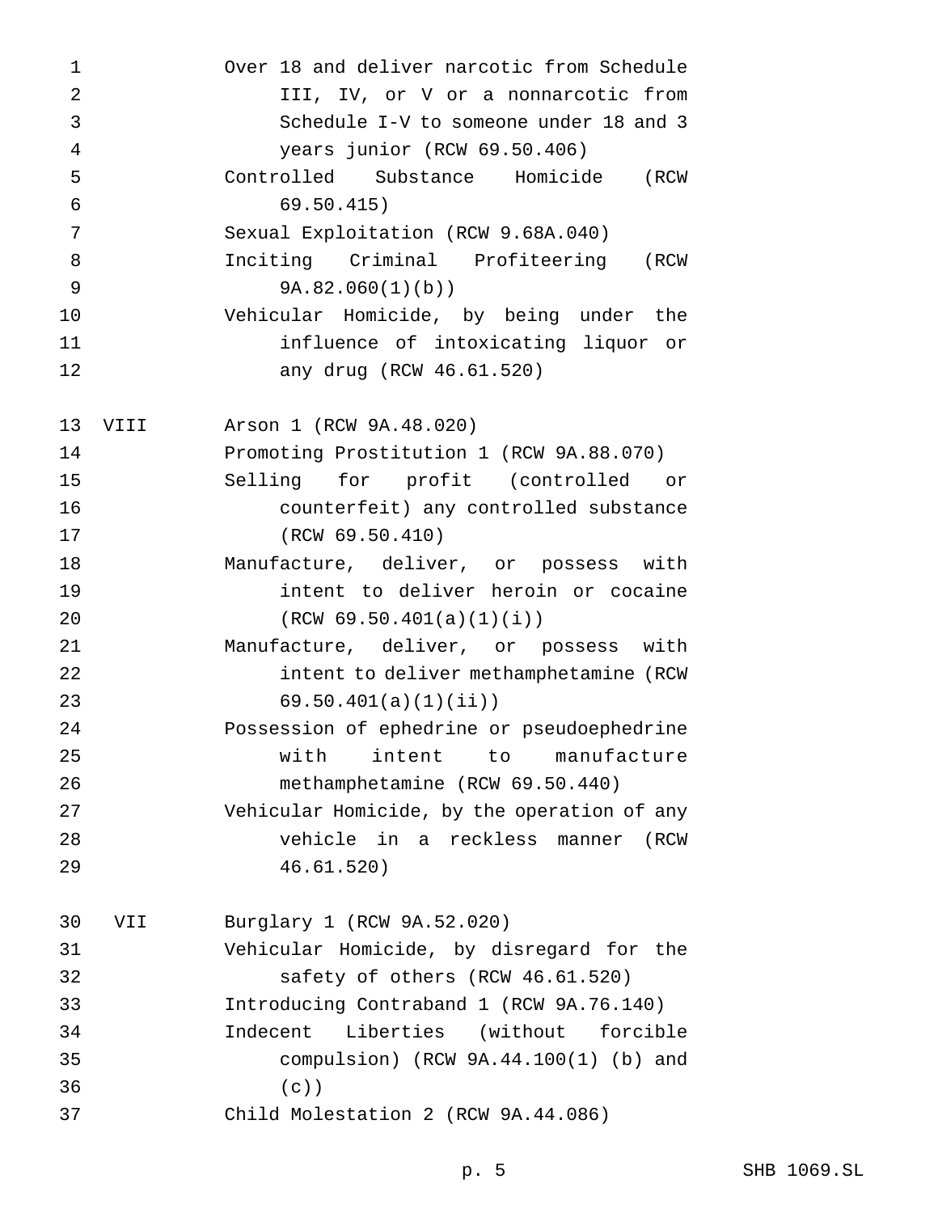| | |
|---|---|
| | Over 18 and deliver narcotic from Schedule III, IV, or V or a nonnarcotic from Schedule I-V to someone under 18 and 3 years junior (RCW 69.50.406) |
| | Controlled Substance Homicide (RCW 69.50.415) |
| | Sexual Exploitation (RCW 9.68A.040) |
| | Inciting Criminal Profiteering (RCW 9A.82.060(1)(b)) |
| | Vehicular Homicide, by being under the influence of intoxicating liquor or any drug (RCW 46.61.520) |
| VIII | Arson 1 (RCW 9A.48.020) |
| | Promoting Prostitution 1 (RCW 9A.88.070) |
| | Selling for profit (controlled or counterfeit) any controlled substance (RCW 69.50.410) |
| | Manufacture, deliver, or possess with intent to deliver heroin or cocaine (RCW 69.50.401(a)(1)(i)) |
| | Manufacture, deliver, or possess with intent to deliver methamphetamine (RCW 69.50.401(a)(1)(ii)) |
| | Possession of ephedrine or pseudoephedrine with intent to manufacture methamphetamine (RCW 69.50.440) |
| | Vehicular Homicide, by the operation of any vehicle in a reckless manner (RCW 46.61.520) |
| VII | Burglary 1 (RCW 9A.52.020) |
| | Vehicular Homicide, by disregard for the safety of others (RCW 46.61.520) |
| | Introducing Contraband 1 (RCW 9A.76.140) |
| | Indecent Liberties (without forcible compulsion) (RCW 9A.44.100(1) (b) and (c)) |
| | Child Molestation 2 (RCW 9A.44.086) |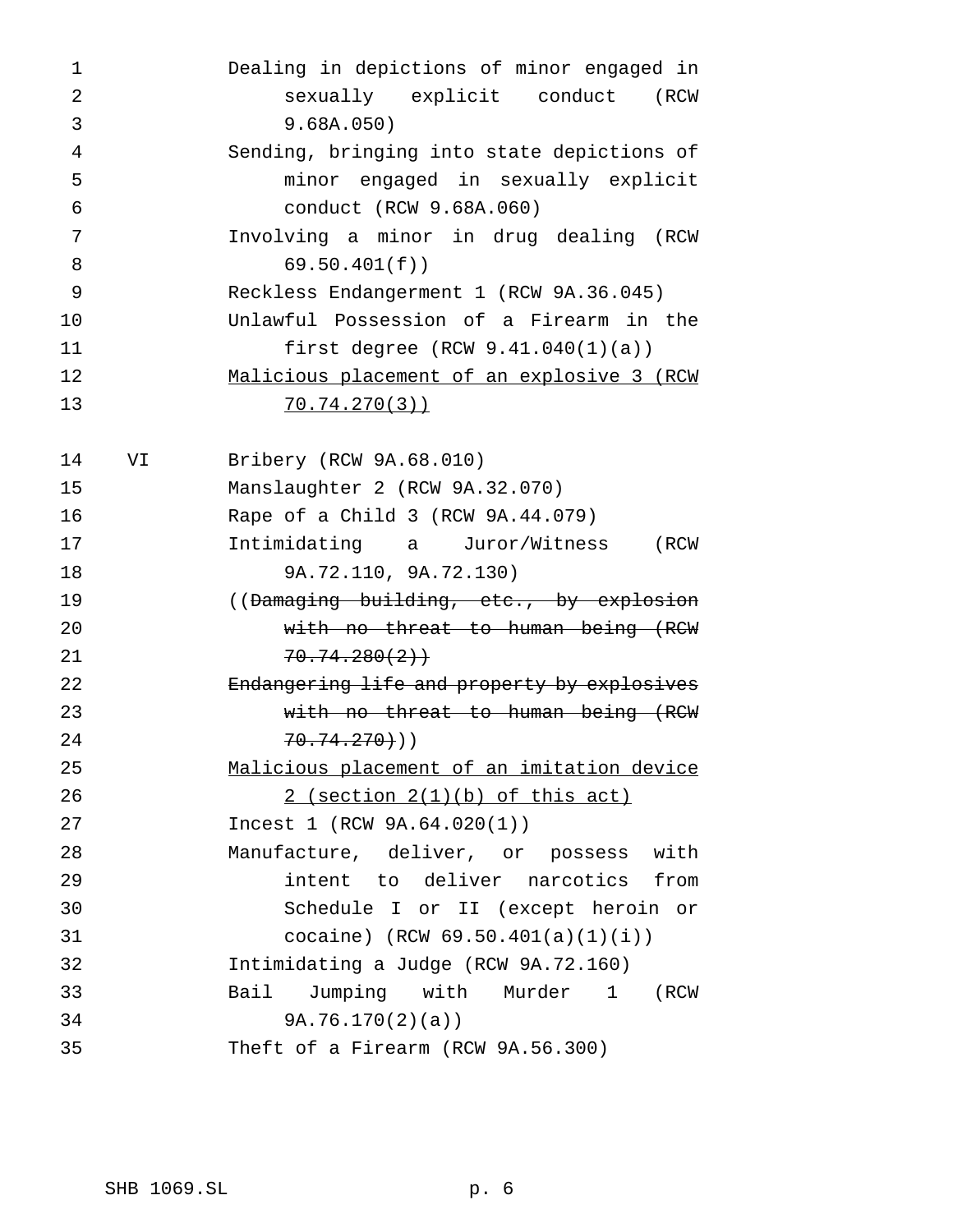| | |
|---|---|
| | Dealing in depictions of minor engaged in sexually explicit conduct (RCW 9.68A.050) |
| | Sending, bringing into state depictions of minor engaged in sexually explicit conduct (RCW 9.68A.060) |
| | Involving a minor in drug dealing (RCW 69.50.401(f)) |
| | Reckless Endangerment 1 (RCW 9A.36.045) |
| | Unlawful Possession of a Firearm in the first degree (RCW 9.41.040(1)(a)) |
| | <u>Malicious placement of an explosive 3 (RCW 70.74.270(3))</u> |
| VI | Bribery (RCW 9A.68.010) |
| | Manslaughter 2 (RCW 9A.32.070) |
| | Rape of a Child 3 (RCW 9A.44.079) |
| | Intimidating a Juror/Witness (RCW 9A.72.110, 9A.72.130) |
| | ((~~Damaging building, etc., by explosion with no threat to human being (RCW 70.74.280(2))~~ |
| | ~~Endangering life and property by explosives with no threat to human being (RCW 70.74.270)~~)) |
| | <u>Malicious placement of an imitation device 2 (section 2(1)(b) of this act)</u> |
| | Incest 1 (RCW 9A.64.020(1)) |
| | Manufacture, deliver, or possess with intent to deliver narcotics from Schedule I or II (except heroin or cocaine) (RCW 69.50.401(a)(1)(i)) |
| | Intimidating a Judge (RCW 9A.72.160) |
| | Bail Jumping with Murder 1 (RCW 9A.76.170(2)(a)) |
| | Theft of a Firearm (RCW 9A.56.300) |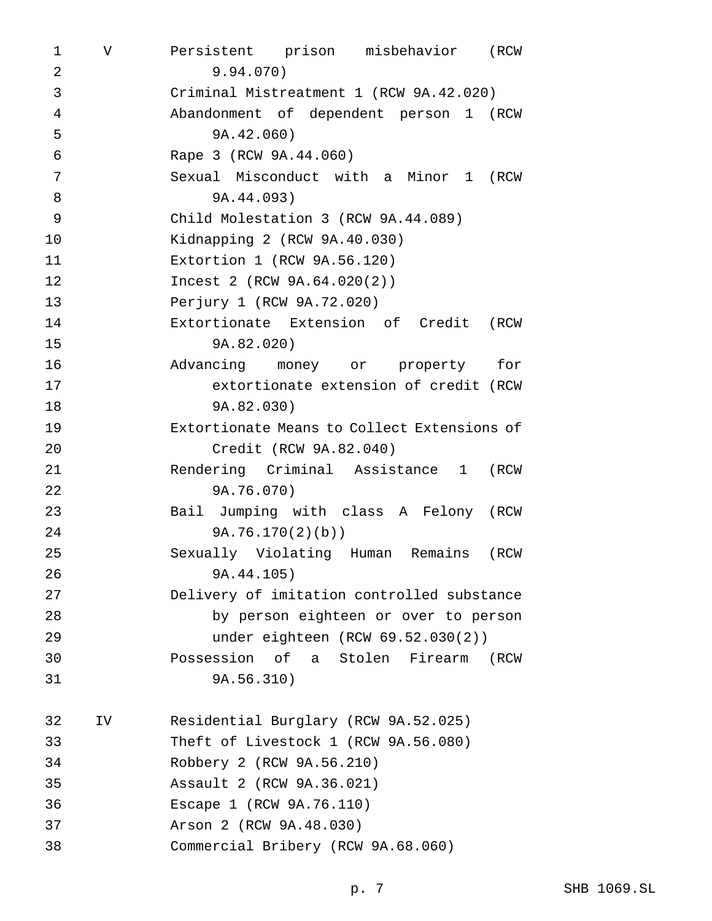| | |
|---|---|
| V | Persistent prison misbehavior (RCW 9.94.070) |
| | Criminal Mistreatment 1 (RCW 9A.42.020) |
| | Abandonment of dependent person 1 (RCW 9A.42.060) |
| | Rape 3 (RCW 9A.44.060) |
| | Sexual Misconduct with a Minor 1 (RCW 9A.44.093) |
| | Child Molestation 3 (RCW 9A.44.089) |
| | Kidnapping 2 (RCW 9A.40.030) |
| | Extortion 1 (RCW 9A.56.120) |
| | Incest 2 (RCW 9A.64.020(2)) |
| | Perjury 1 (RCW 9A.72.020) |
| | Extortionate Extension of Credit (RCW 9A.82.020) |
| | Advancing money or property for extortionate extension of credit (RCW 9A.82.030) |
| | Extortionate Means to Collect Extensions of Credit (RCW 9A.82.040) |
| | Rendering Criminal Assistance 1 (RCW 9A.76.070) |
| | Bail Jumping with class A Felony (RCW 9A.76.170(2)(b)) |
| | Sexually Violating Human Remains (RCW 9A.44.105) |
| | Delivery of imitation controlled substance by person eighteen or over to person under eighteen (RCW 69.52.030(2)) |
| | Possession of a Stolen Firearm (RCW 9A.56.310) |
| IV | Residential Burglary (RCW 9A.52.025) |
| | Theft of Livestock 1 (RCW 9A.56.080) |
| | Robbery 2 (RCW 9A.56.210) |
| | Assault 2 (RCW 9A.36.021) |
| | Escape 1 (RCW 9A.76.110) |
| | Arson 2 (RCW 9A.48.030) |
| | Commercial Bribery (RCW 9A.68.060) |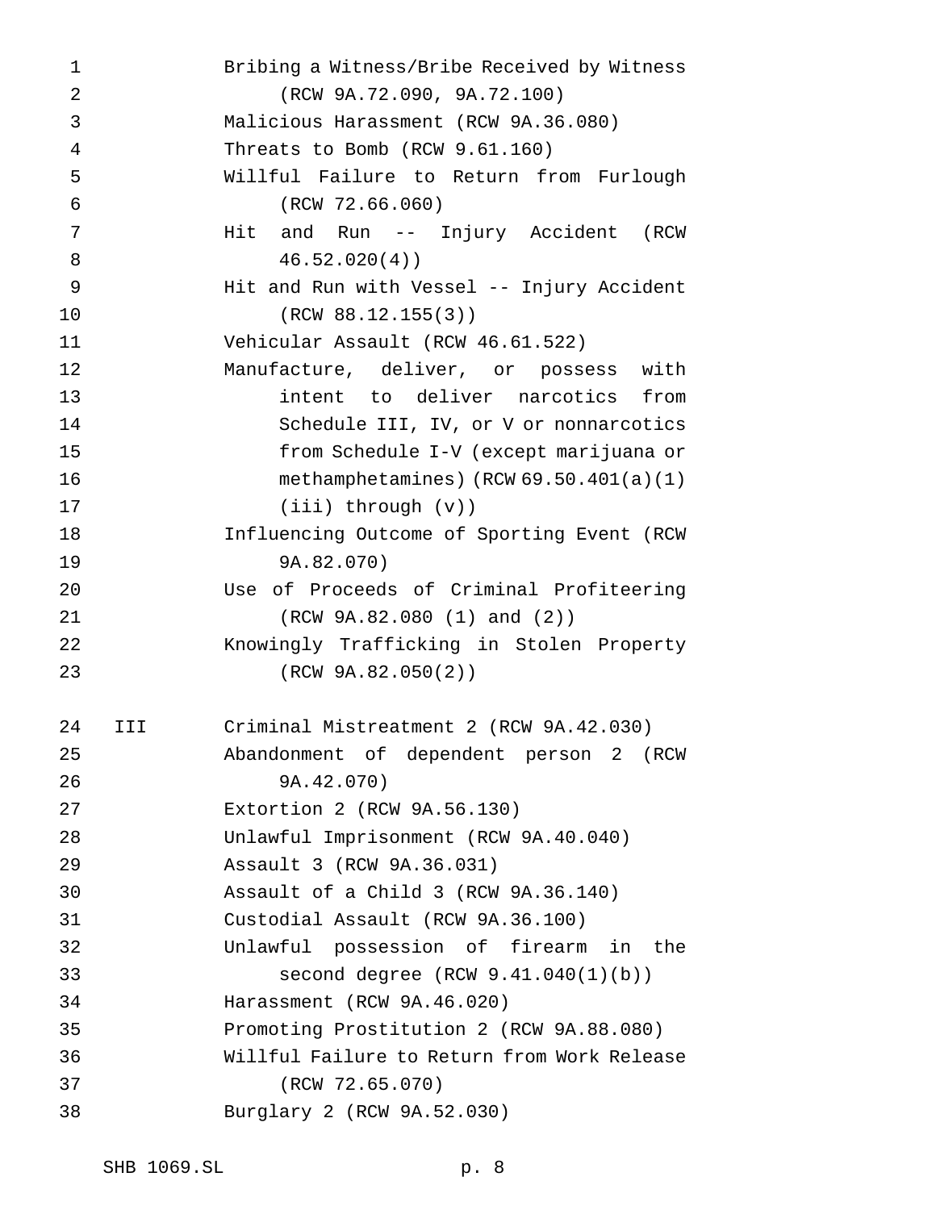| | |
|---|---|
| | Bribing a Witness/Bribe Received by Witness (RCW 9A.72.090, 9A.72.100) |
| | Malicious Harassment (RCW 9A.36.080) |
| | Threats to Bomb (RCW 9.61.160) |
| | Willful Failure to Return from Furlough (RCW 72.66.060) |
| | Hit and Run -- Injury Accident (RCW 46.52.020(4)) |
| | Hit and Run with Vessel -- Injury Accident (RCW 88.12.155(3)) |
| | Vehicular Assault (RCW 46.61.522) |
| | Manufacture, deliver, or possess with intent to deliver narcotics from Schedule III, IV, or V or nonnarcotics from Schedule I-V (except marijuana or methamphetamines) (RCW 69.50.401(a)(1)(iii) through (v)) |
| | Influencing Outcome of Sporting Event (RCW 9A.82.070) |
| | Use of Proceeds of Criminal Profiteering (RCW 9A.82.080 (1) and (2)) |
| | Knowingly Trafficking in Stolen Property (RCW 9A.82.050(2)) |
| III | Criminal Mistreatment 2 (RCW 9A.42.030) |
| | Abandonment of dependent person 2 (RCW 9A.42.070) |
| | Extortion 2 (RCW 9A.56.130) |
| | Unlawful Imprisonment (RCW 9A.40.040) |
| | Assault 3 (RCW 9A.36.031) |
| | Assault of a Child 3 (RCW 9A.36.140) |
| | Custodial Assault (RCW 9A.36.100) |
| | Unlawful possession of firearm in the second degree (RCW 9.41.040(1)(b)) |
| | Harassment (RCW 9A.46.020) |
| | Promoting Prostitution 2 (RCW 9A.88.080) |
| | Willful Failure to Return from Work Release (RCW 72.65.070) |
| | Burglary 2 (RCW 9A.52.030) |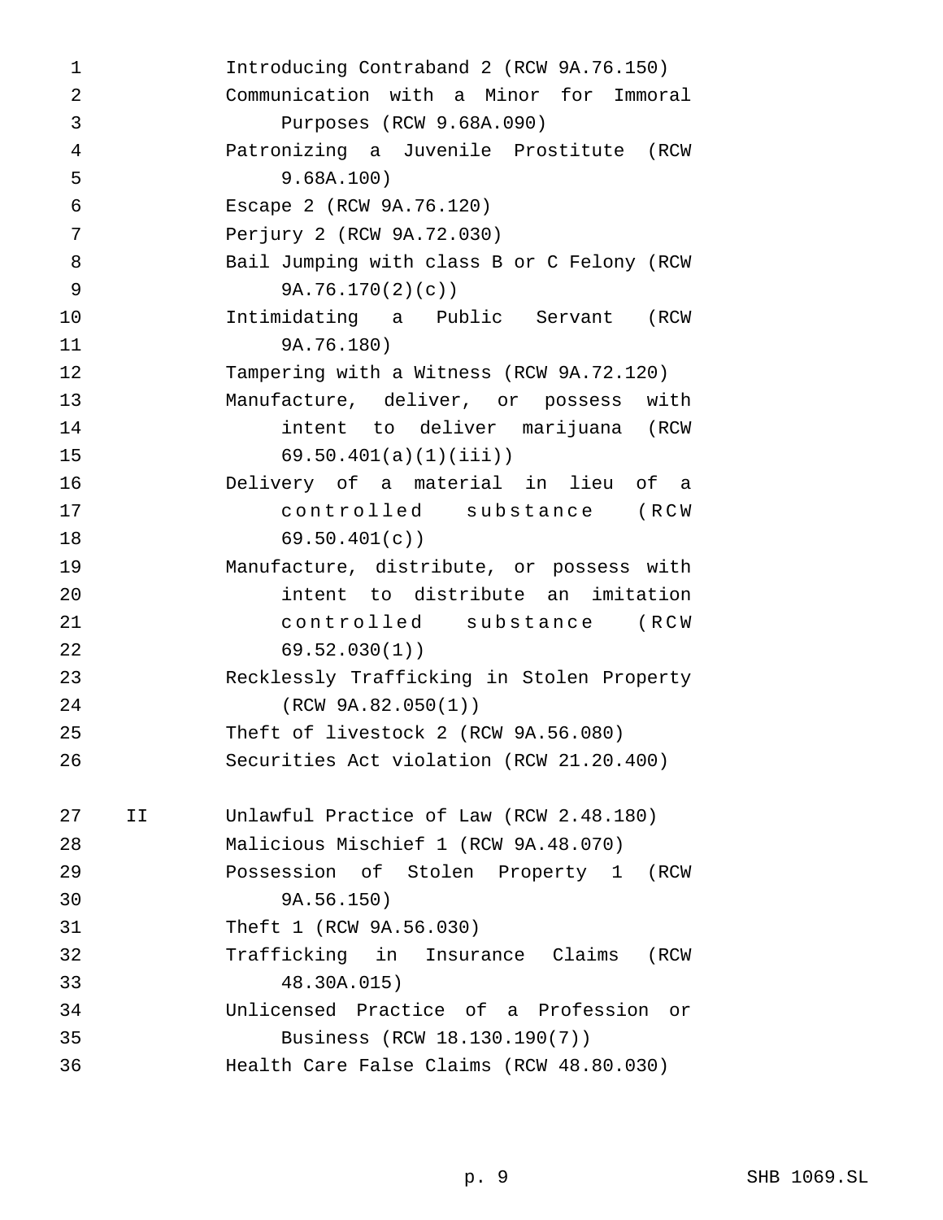Introducing Contraband 2 (RCW 9A.76.150)
Communication with a Minor for Immoral Purposes (RCW 9.68A.090)
Patronizing a Juvenile Prostitute (RCW 9.68A.100)
Escape 2 (RCW 9A.76.120)
Perjury 2 (RCW 9A.72.030)
Bail Jumping with class B or C Felony (RCW 9A.76.170(2)(c))
Intimidating a Public Servant (RCW 9A.76.180)
Tampering with a Witness (RCW 9A.72.120)
Manufacture, deliver, or possess with intent to deliver marijuana (RCW 69.50.401(a)(1)(iii))
Delivery of a material in lieu of a controlled substance (RCW 69.50.401(c))
Manufacture, distribute, or possess with intent to distribute an imitation controlled substance (RCW 69.52.030(1))
Recklessly Trafficking in Stolen Property (RCW 9A.82.050(1))
Theft of livestock 2 (RCW 9A.56.080)
Securities Act violation (RCW 21.20.400)

II Unlawful Practice of Law (RCW 2.48.180)
Malicious Mischief 1 (RCW 9A.48.070)
Possession of Stolen Property 1 (RCW 9A.56.150)
Theft 1 (RCW 9A.56.030)
Trafficking in Insurance Claims (RCW 48.30A.015)
Unlicensed Practice of a Profession or Business (RCW 18.130.190(7))
Health Care False Claims (RCW 48.80.030)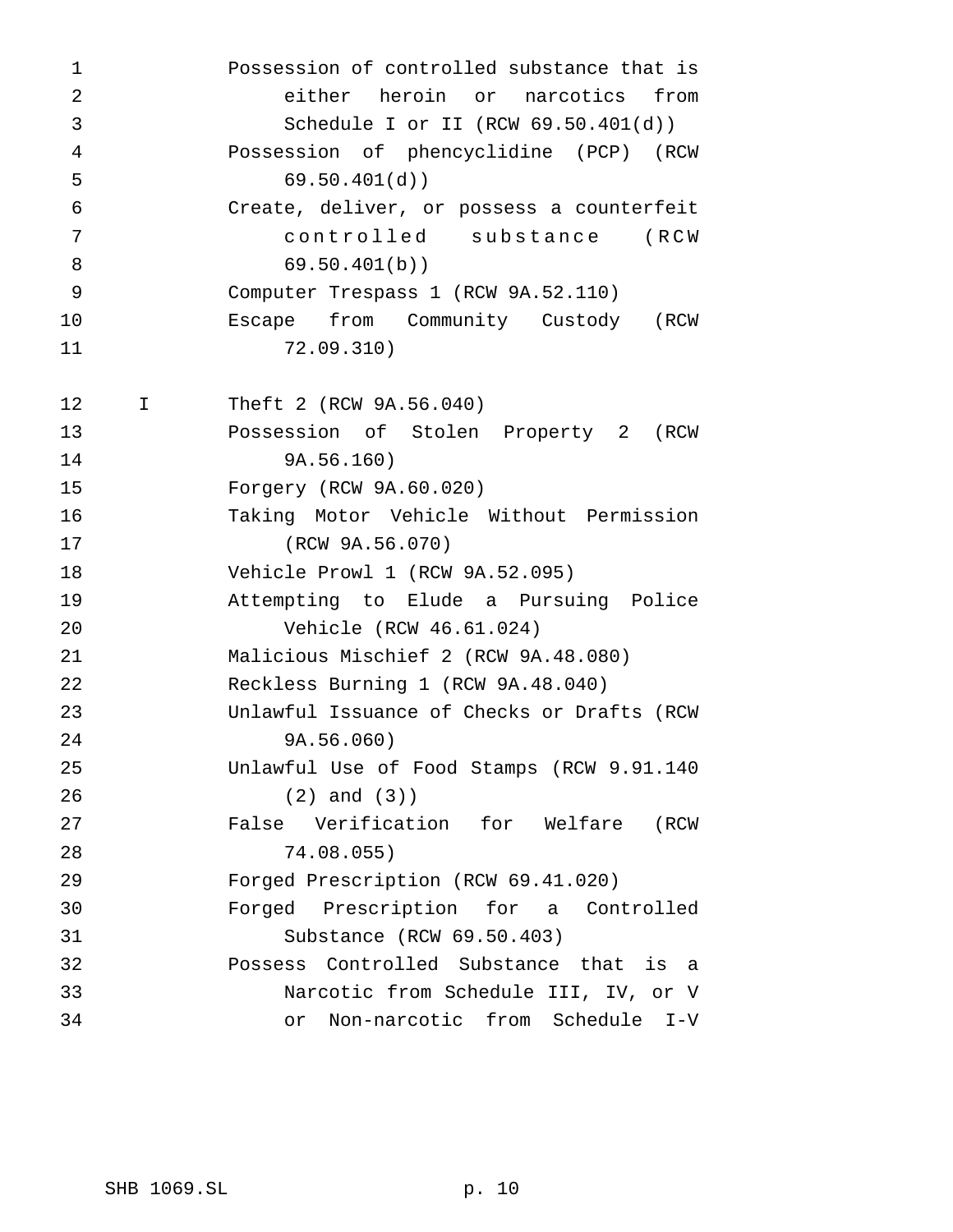| | |
|---|---|
| | Possession of controlled substance that is either heroin or narcotics from Schedule I or II (RCW 69.50.401(d)) |
| | Possession of phencyclidine (PCP) (RCW 69.50.401(d)) |
| | Create, deliver, or possess a counterfeit controlled substance (RCW 69.50.401(b)) |
| | Computer Trespass 1 (RCW 9A.52.110) |
| | Escape from Community Custody (RCW 72.09.310) |
| I | Theft 2 (RCW 9A.56.040) |
| | Possession of Stolen Property 2 (RCW 9A.56.160) |
| | Forgery (RCW 9A.60.020) |
| | Taking Motor Vehicle Without Permission (RCW 9A.56.070) |
| | Vehicle Prowl 1 (RCW 9A.52.095) |
| | Attempting to Elude a Pursuing Police Vehicle (RCW 46.61.024) |
| | Malicious Mischief 2 (RCW 9A.48.080) |
| | Reckless Burning 1 (RCW 9A.48.040) |
| | Unlawful Issuance of Checks or Drafts (RCW 9A.56.060) |
| | Unlawful Use of Food Stamps (RCW 9.91.140 (2) and (3)) |
| | False Verification for Welfare (RCW 74.08.055) |
| | Forged Prescription (RCW 69.41.020) |
| | Forged Prescription for a Controlled Substance (RCW 69.50.403) |
| | Possess Controlled Substance that is a Narcotic from Schedule III, IV, or V or Non-narcotic from Schedule I-V |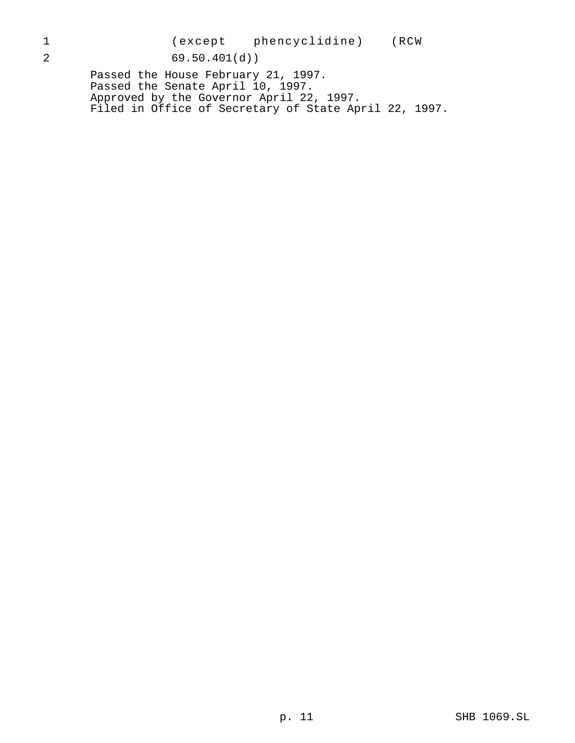1 (except phencyclidine) (RCW
2 69.50.401(d))

Passed the House February 21, 1997.
Passed the Senate April 10, 1997.
Approved by the Governor April 22, 1997.
Filed in Office of Secretary of State April 22, 1997.